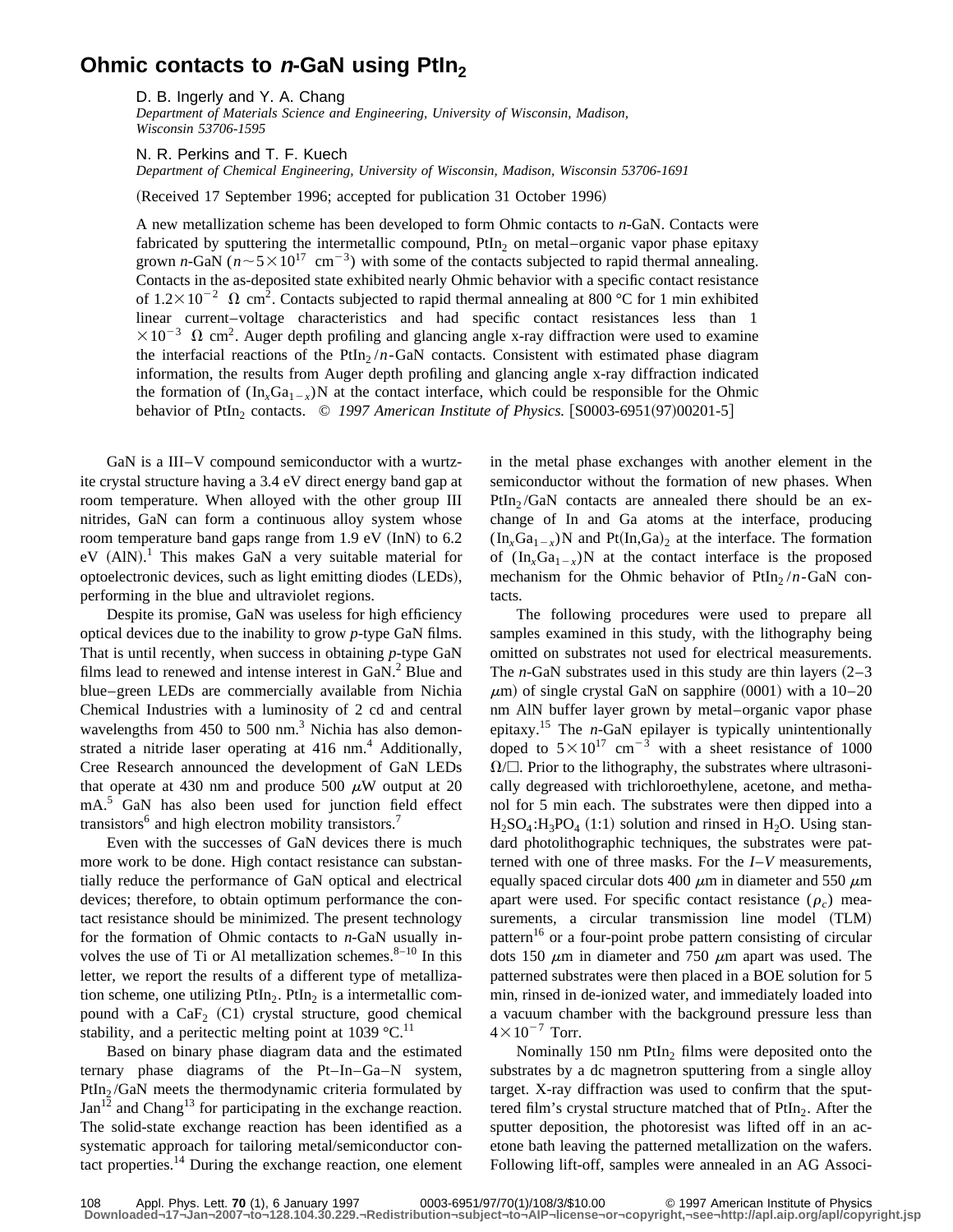# Ohmic contacts to *n*-GaN using $PtIn_2$

D. B. Ingerly and Y. A. Chang
*Department of Materials Science and Engineering, University of Wisconsin, Madison, Wisconsin 53706-1595*

N. R. Perkins and T. F. Kuech
*Department of Chemical Engineering, University of Wisconsin, Madison, Wisconsin 53706-1691*

(Received 17 September 1996; accepted for publication 31 October 1996)

A new metallization scheme has been developed to form Ohmic contacts to *n*-GaN. Contacts were fabricated by sputtering the intermetallic compound, $PtIn_2$ on metal–organic vapor phase epitaxy grown *n*-GaN ($n \sim 5\times10^{17}$ $cm^{-3}$) with some of the contacts subjected to rapid thermal annealing. Contacts in the as-deposited state exhibited nearly Ohmic behavior with a specific contact resistance of $1.2\times10^{-2}$ $\Omega$ $cm^2$. Contacts subjected to rapid thermal annealing at 800 °C for 1 min exhibited linear current–voltage characteristics and had specific contact resistances less than $1\times10^{-3}$ $\Omega$ $cm^2$. Auger depth profiling and glancing angle x-ray diffraction were used to examine the interfacial reactions of the $PtIn_2$/*n*-GaN contacts. Consistent with estimated phase diagram information, the results from Auger depth profiling and glancing angle x-ray diffraction indicated the formation of $(In_xGa_{1-x})N$ at the contact interface, which could be responsible for the Ohmic behavior of $PtIn_2$ contacts. © *1997 American Institute of Physics.* [S0003-6951(97)00201-5]

GaN is a III–V compound semiconductor with a wurtzite crystal structure having a 3.4 eV direct energy band gap at room temperature. When alloyed with the other group III nitrides, GaN can form a continuous alloy system whose room temperature band gaps range from 1.9 eV (InN) to 6.2 eV (AlN).[1] This makes GaN a very suitable material for optoelectronic devices, such as light emitting diodes (LEDs), performing in the blue and ultraviolet regions.

Despite its promise, GaN was useless for high efficiency optical devices due to the inability to grow *p*-type GaN films. That is until recently, when success in obtaining *p*-type GaN films lead to renewed and intense interest in GaN.[2] Blue and blue–green LEDs are commercially available from Nichia Chemical Industries with a luminosity of 2 cd and central wavelengths from 450 to 500 nm.[3] Nichia has also demonstrated a nitride laser operating at 416 nm.[4] Additionally, Cree Research announced the development of GaN LEDs that operate at 430 nm and produce 500 $\mu$W output at 20 mA.[5] GaN has also been used for junction field effect transistors[6] and high electron mobility transistors.[7]

Even with the successes of GaN devices there is much more work to be done. High contact resistance can substantially reduce the performance of GaN optical and electrical devices; therefore, to obtain optimum performance the contact resistance should be minimized. The present technology for the formation of Ohmic contacts to *n*-GaN usually involves the use of Ti or Al metallization schemes.[8–10] In this letter, we report the results of a different type of metallization scheme, one utilizing $PtIn_2$. $PtIn_2$ is a intermetallic compound with a $CaF_2$ (C1) crystal structure, good chemical stability, and a peritectic melting point at 1039 °C.[11]

Based on binary phase diagram data and the estimated ternary phase diagrams of the Pt–In–Ga–N system, $PtIn_2$/GaN meets the thermodynamic criteria formulated by Jan[12] and Chang[13] for participating in the exchange reaction. The solid-state exchange reaction has been identified as a systematic approach for tailoring metal/semiconductor contact properties.[14] During the exchange reaction, one element in the metal phase exchanges with another element in the semiconductor without the formation of new phases. When $PtIn_2$/GaN contacts are annealed there should be an exchange of In and Ga atoms at the interface, producing $(In_xGa_{1-x})N$ and $Pt(In,Ga)_2$ at the interface. The formation of $(In_xGa_{1-x})N$ at the contact interface is the proposed mechanism for the Ohmic behavior of $PtIn_2$/*n*-GaN contacts.

The following procedures were used to prepare all samples examined in this study, with the lithography being omitted on substrates not used for electrical measurements. The *n*-GaN substrates used in this study are thin layers (2–3 $\mu$m) of single crystal GaN on sapphire (0001) with a 10–20 nm AlN buffer layer grown by metal–organic vapor phase epitaxy.[15] The *n*-GaN epilayer is typically unintentionally doped to $5\times10^{17}$ $cm^{-3}$ with a sheet resistance of 1000 $\Omega/\Box$. Prior to the lithography, the substrates where ultrasonically degreased with trichloroethylene, acetone, and methanol for 5 min each. The substrates were then dipped into a $H_2SO_4$:$H_3PO_4$ (1:1) solution and rinsed in $H_2O$. Using standard photolithographic techniques, the substrates were patterned with one of three masks. For the *I–V* measurements, equally spaced circular dots 400 $\mu$m in diameter and 550 $\mu$m apart were used. For specific contact resistance ($\rho_c$) measurements, a circular transmission line model (TLM) pattern[16] or a four-point probe pattern consisting of circular dots 150 $\mu$m in diameter and 750 $\mu$m apart was used. The patterned substrates were then placed in a BOE solution for 5 min, rinsed in de-ionized water, and immediately loaded into a vacuum chamber with the background pressure less than $4\times10^{-7}$ Torr.

Nominally 150 nm $PtIn_2$ films were deposited onto the substrates by a dc magnetron sputtering from a single alloy target. X-ray diffraction was used to confirm that the sputtered film's crystal structure matched that of $PtIn_2$. After the sputter deposition, the photoresist was lifted off in an acetone bath leaving the patterned metallization on the wafers. Following lift-off, samples were annealed in an AG Associ-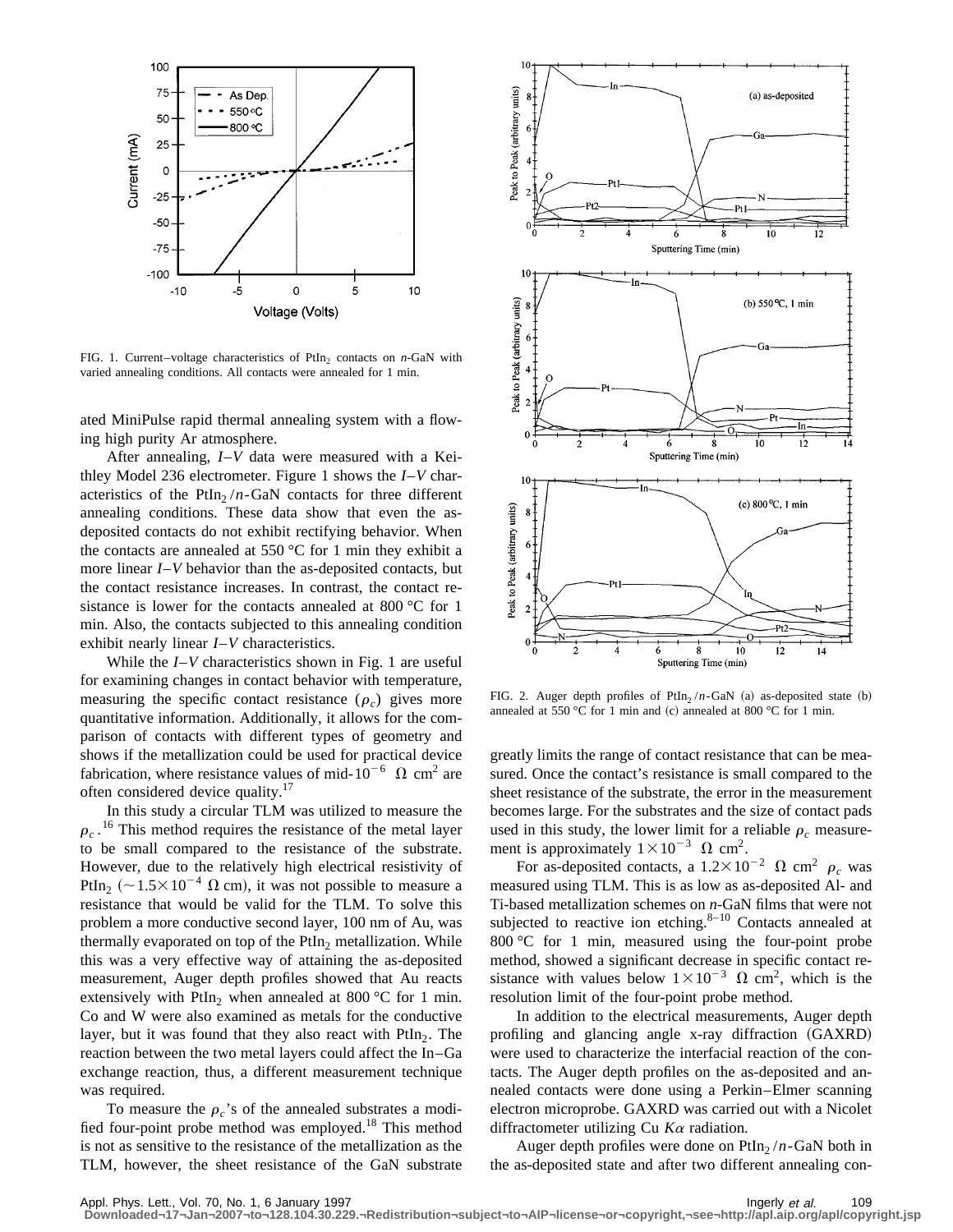FIG. 1. Current–voltage characteristics of $PtIn_2$ contacts on *n*-GaN with varied annealing conditions. All contacts were annealed for 1 min.

ated MiniPulse rapid thermal annealing system with a flowing high purity Ar atmosphere.

After annealing, *I–V* data were measured with a Keithley Model 236 electrometer. Figure 1 shows the *I–V* characteristics of the $PtIn_2/n$-GaN contacts for three different annealing conditions. These data show that even the as-deposited contacts do not exhibit rectifying behavior. When the contacts are annealed at 550 °C for 1 min they exhibit a more linear *I–V* behavior than the as-deposited contacts, but the contact resistance increases. In contrast, the contact resistance is lower for the contacts annealed at 800 °C for 1 min. Also, the contacts subjected to this annealing condition exhibit nearly linear *I–V* characteristics.

While the *I–V* characteristics shown in Fig. 1 are useful for examining changes in contact behavior with temperature, measuring the specific contact resistance ($\rho_c$) gives more quantitative information. Additionally, it allows for the comparison of contacts with different types of geometry and shows if the metallization could be used for practical device fabrication, where resistance values of mid-$10^{-6}$ Ω $cm^2$ are often considered device quality.[17]

In this study a circular TLM was utilized to measure the $\rho_c$.[16] This method requires the resistance of the metal layer to be small compared to the resistance of the substrate. However, due to the relatively high electrical resistivity of $PtIn_2$ ($\sim 1.5\times10^{-4}$ Ω cm), it was not possible to measure a resistance that would be valid for the TLM. To solve this problem a more conductive second layer, 100 nm of Au, was thermally evaporated on top of the $PtIn_2$ metallization. While this was a very effective way of attaining the as-deposited measurement, Auger depth profiles showed that Au reacts extensively with $PtIn_2$ when annealed at 800 °C for 1 min. Co and W were also examined as metals for the conductive layer, but it was found that they also react with $PtIn_2$. The reaction between the two metal layers could affect the In–Ga exchange reaction, thus, a different measurement technique was required.

To measure the $\rho_c$'s of the annealed substrates a modified four-point probe method was employed.[18] This method is not as sensitive to the resistance of the metallization as the TLM, however, the sheet resistance of the GaN substrate greatly limits the range of contact resistance that can be measured. Once the contact's resistance is small compared to the sheet resistance of the substrate, the error in the measurement becomes large. For the substrates and the size of contact pads used in this study, the lower limit for a reliable $\rho_c$ measurement is approximately $1\times10^{-3}$ Ω $cm^2$.

FIG. 2. Auger depth profiles of $PtIn_2/n$-GaN (a) as-deposited state (b) annealed at 550 °C for 1 min and (c) annealed at 800 °C for 1 min.

For as-deposited contacts, a $1.2\times10^{-2}$ Ω $cm^2$ $\rho_c$ was measured using TLM. This is as low as as-deposited Al- and Ti-based metallization schemes on *n*-GaN films that were not subjected to reactive ion etching.[8–10] Contacts annealed at 800 °C for 1 min, measured using the four-point probe method, showed a significant decrease in specific contact resistance with values below $1\times10^{-3}$ Ω $cm^2$, which is the resolution limit of the four-point probe method.

In addition to the electrical measurements, Auger depth profiling and glancing angle x-ray diffraction (GAXRD) were used to characterize the interfacial reaction of the contacts. The Auger depth profiles on the as-deposited and annealed contacts were done using a Perkin–Elmer scanning electron microprobe. GAXRD was carried out with a Nicolet diffractometer utilizing Cu $K\alpha$ radiation.

Auger depth profiles were done on $PtIn_2/n$-GaN both in the as-deposited state and after two different annealing con-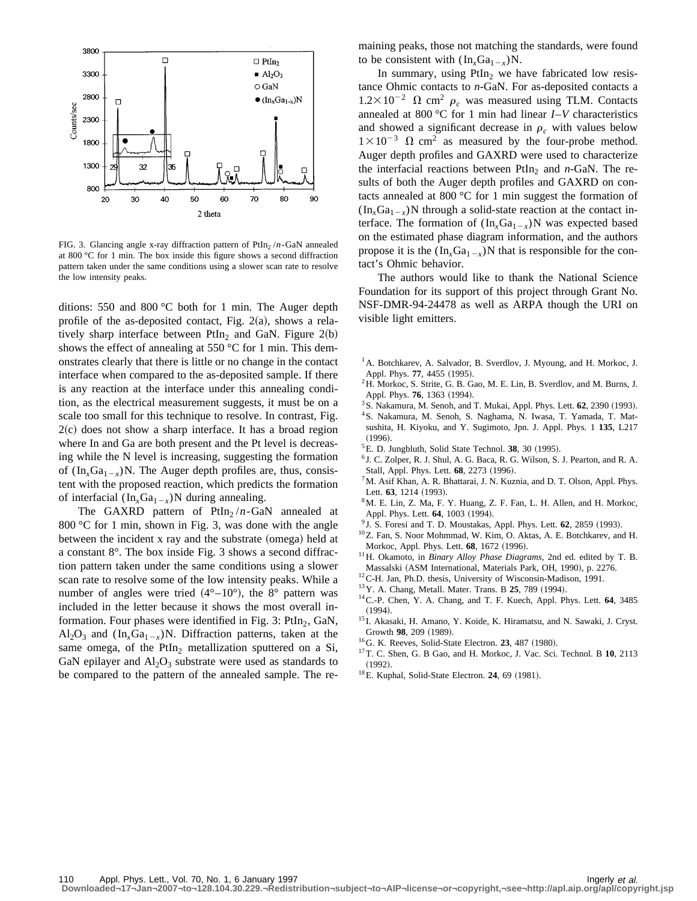3800
3300
2800
2300
1800
1300
800
Counts/sec
20 30 40 50 60 70 80 90
2 theta
29 32 35
□ $PtIn_2$
■ $Al_2O_3$
○ GaN
● $(In_xGa_{1-x})N$

FIG. 3. Glancing angle x-ray diffraction pattern of $PtIn_2/n$-GaN annealed at 800 °C for 1 min. The box inside this figure shows a second diffraction pattern taken under the same conditions using a slower scan rate to resolve the low intensity peaks.

ditions: 550 and 800 °C both for 1 min. The Auger depth profile of the as-deposited contact, Fig. 2(a), shows a relatively sharp interface between $PtIn_2$ and GaN. Figure 2(b) shows the effect of annealing at 550 °C for 1 min. This demonstrates clearly that there is little or no change in the contact interface when compared to the as-deposited sample. If there is any reaction at the interface under this annealing condition, as the electrical measurement suggests, it must be on a scale too small for this technique to resolve. In contrast, Fig. 2(c) does not show a sharp interface. It has a broad region where In and Ga are both present and the Pt level is decreasing while the N level is increasing, suggesting the formation of $(In_xGa_{1-x})N$. The Auger depth profiles are, thus, consistent with the proposed reaction, which predicts the formation of interfacial $(In_xGa_{1-x})N$ during annealing.

The GAXRD pattern of $PtIn_2/n$-GaN annealed at 800 °C for 1 min, shown in Fig. 3, was done with the angle between the incident x ray and the substrate (omega) held at a constant 8°. The box inside Fig. 3 shows a second diffraction pattern taken under the same conditions using a slower scan rate to resolve some of the low intensity peaks. While a number of angles were tried (4°–10°), the 8° pattern was included in the letter because it shows the most overall information. Four phases were identified in Fig. 3: $PtIn_2$, GaN, $Al_2O_3$ and $(In_xGa_{1-x})N$. Diffraction patterns, taken at the same omega, of the $PtIn_2$ metallization sputtered on a Si, GaN epilayer and $Al_2O_3$ substrate were used as standards to be compared to the pattern of the annealed sample. The remaining peaks, those not matching the standards, were found to be consistent with $(In_xGa_{1-x})N$.

In summary, using $PtIn_2$ we have fabricated low resistance Ohmic contacts to *n*-GaN. For as-deposited contacts a $1.2\times10^{-2}\ \Omega\ \mathrm{cm}^2\ \rho_c$ was measured using TLM. Contacts annealed at 800 °C for 1 min had linear *I–V* characteristics and showed a significant decrease in $\rho_c$ with values below $1\times10^{-3}\ \Omega\ \mathrm{cm}^2$ as measured by the four-probe method. Auger depth profiles and GAXRD were used to characterize the interfacial reactions between $PtIn_2$ and *n*-GaN. The results of both the Auger depth profiles and GAXRD on contacts annealed at 800 °C for 1 min suggest the formation of $(In_xGa_{1-x})N$ through a solid-state reaction at the contact interface. The formation of $(In_xGa_{1-x})N$ was expected based on the estimated phase diagram information, and the authors propose it is the $(In_xGa_{1-x})N$ that is responsible for the contact's Ohmic behavior.

The authors would like to thank the National Science Foundation for its support of this project through Grant No. NSF-DMR-94-24478 as well as ARPA though the URI on visible light emitters.

[1] A. Botchkarev, A. Salvador, B. Sverdlov, J. Myoung, and H. Morkoc, J. Appl. Phys. **77**, 4455 (1995).
[2] H. Morkoc, S. Strite, G. B. Gao, M. E. Lin, B. Sverdlov, and M. Burns, J. Appl. Phys. **76**, 1363 (1994).
[3] S. Nakamura, M. Senoh, and T. Mukai, Appl. Phys. Lett. **62**, 2390 (1993).
[4] S. Nakamura, M. Senoh, S. Naghama, N. Iwasa, T. Yamada, T. Matsushita, H. Kiyoku, and Y. Sugimoto, Jpn. J. Appl. Phys. 1 **135**, L217 (1996).
[5] E. D. Jungbluth, Solid State Technol. **38**, 30 (1995).
[6] J. C. Zolper, R. J. Shul, A. G. Baca, R. G. Wilson, S. J. Pearton, and R. A. Stall, Appl. Phys. Lett. **68**, 2273 (1996).
[7] M. Asif Khan, A. R. Bhattarai, J. N. Kuznia, and D. T. Olson, Appl. Phys. Lett. **63**, 1214 (1993).
[8] M. E. Lin, Z. Ma, F. Y. Huang, Z. F. Fan, L. H. Allen, and H. Morkoc, Appl. Phys. Lett. **64**, 1003 (1994).
[9] J. S. Foresi and T. D. Moustakas, Appl. Phys. Lett. **62**, 2859 (1993).
[10] Z. Fan, S. Noor Mohmmad, W. Kim, O. Aktas, A. E. Botchkarev, and H. Morkoc, Appl. Phys. Lett. **68**, 1672 (1996).
[11] H. Okamoto, in *Binary Alloy Phase Diagrams*, 2nd ed. edited by T. B. Massalski (ASM International, Materials Park, OH, 1990), p. 2276.
[12] C-H. Jan, Ph.D. thesis, University of Wisconsin-Madison, 1991.
[13] Y. A. Chang, Metall. Mater. Trans. B **25**, 789 (1994).
[14] C.-P. Chen, Y. A. Chang, and T. F. Kuech, Appl. Phys. Lett. **64**, 3485 (1994).
[15] I. Akasaki, H. Amano, Y. Koide, K. Hiramatsu, and N. Sawaki, J. Cryst. Growth **98**, 209 (1989).
[16] G. K. Reeves, Solid-State Electron. **23**, 487 (1980).
[17] T. C. Shen, G. B Gao, and H. Morkoc, J. Vac. Sci. Technol. B **10**, 2113 (1992).
[18] E. Kuphal, Solid-State Electron. **24**, 69 (1981).